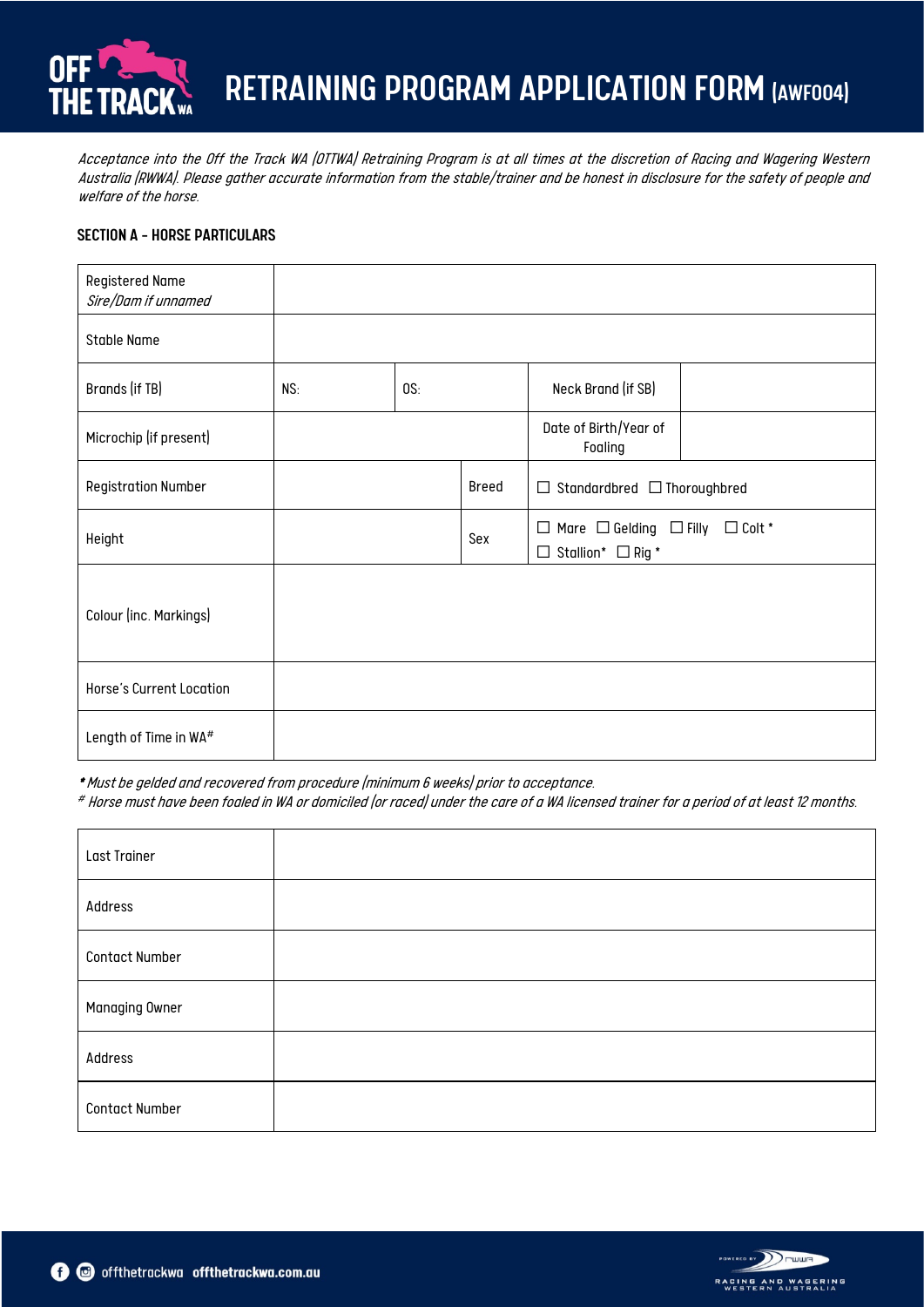# RETRAINING PROGRAM APPLICATION FORM (AWF004)

*Acceptance into the Off the Track WA (OTTWA) Retraining Program is at all times at the discretion of Racing and Wagering Western Australia (RWWA). Please gather accurate information from the stable/trainer and be honest in disclosure for the safety of people and welfare of the horse.*

**SECTION A – HORSE PARTICULARS**

| Registered Name<br>*Sire/Dam if unnamed* | | | | |
|---|---|---|---|---|
| Stable Name | | | | |
| Brands (if TB) | NS: | OS: | Neck Brand (if SB) | |
| Microchip (if present) | | | Date of Birth/Year of Foaling | |
| Registration Number | | Breed | ☐ Standardbred ☐ Thoroughbred | |
| Height | | Sex | ☐ Mare ☐ Gelding ☐ Filly ☐ Colt *<br>☐ Stallion* ☐ Rig * | |
| Colour (inc. Markings) | | | | |
| Horse's Current Location | | | | |
| Length of Time in WA# | | | | |

*** Must be gelded and recovered from procedure (minimum 6 weeks) prior to acceptance.*

*# Horse must have been foaled in WA or domiciled (or raced) under the care of a WA licensed trainer for a period of at least 12 months.*

| Last Trainer | |
|---|---|
| Address | |
| Contact Number | |
| Managing Owner | |
| Address | |
| Contact Number | |

offthetrackwa offthetrackwa.com.au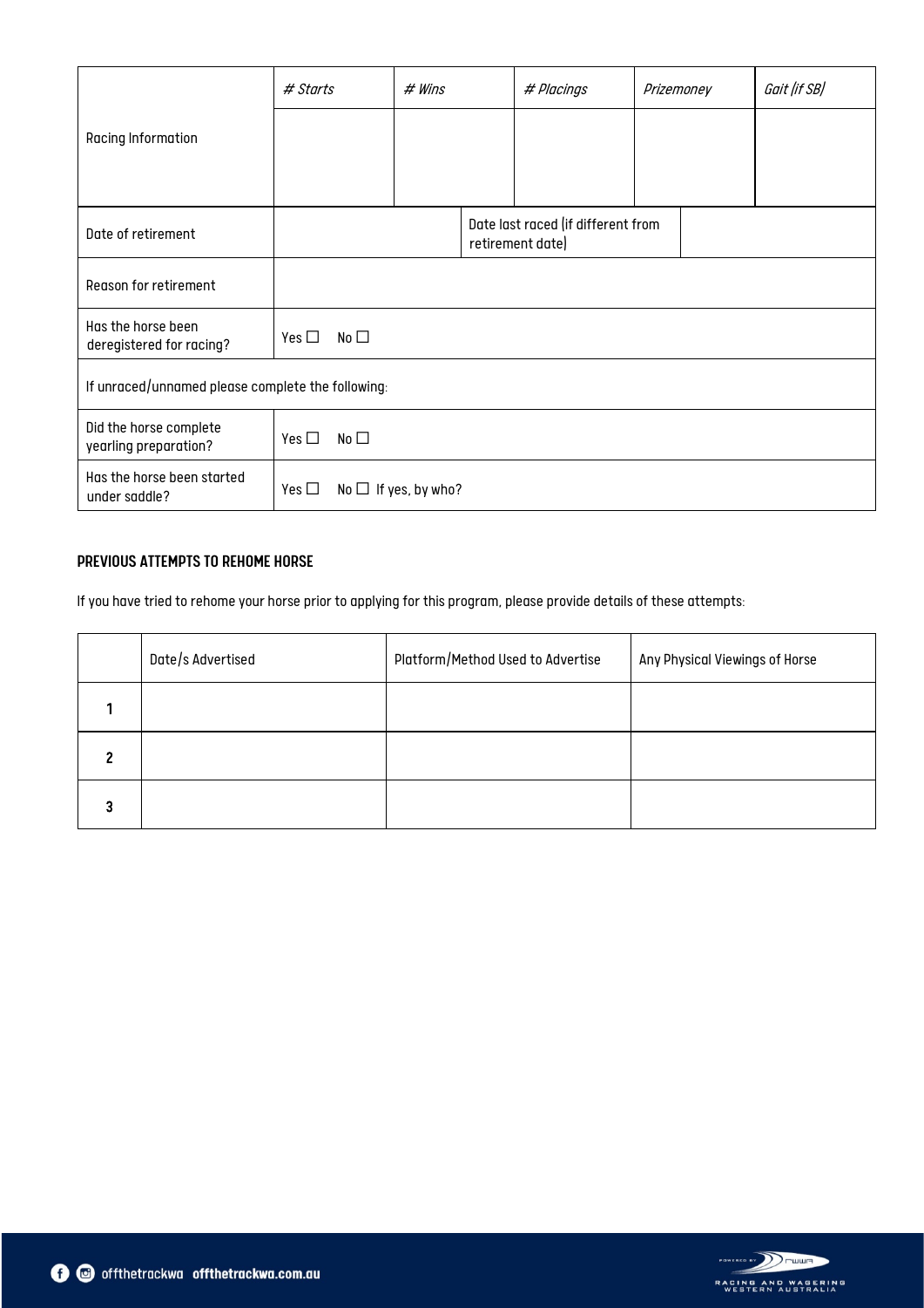| Racing Information | *# Starts* | *# Wins* | *# Placings* | *Prizemoney* | *Gait (if SB)* |
|---|---|---|---|---|---|
| | | | | | |

| | | | |
|---|---|---|---|
| Date of retirement | | Date last raced (if different from retirement date) | |
| Reason for retirement | | | |
| Has the horse been deregistered for racing? | Yes ☐ No ☐ | | |
| If unraced/unnamed please complete the following: | | | |
| Did the horse complete yearling preparation? | Yes ☐ No ☐ | | |
| Has the horse been started under saddle? | Yes ☐ No ☐ If yes, by who? | | |

**PREVIOUS ATTEMPTS TO REHOME HORSE**

If you have tried to rehome your horse prior to applying for this program, please provide details of these attempts:

| | Date/s Advertised | Platform/Method Used to Advertise | Any Physical Viewings of Horse |
|---|---|---|---|
| 1 | | | |
| 2 | | | |
| 3 | | | |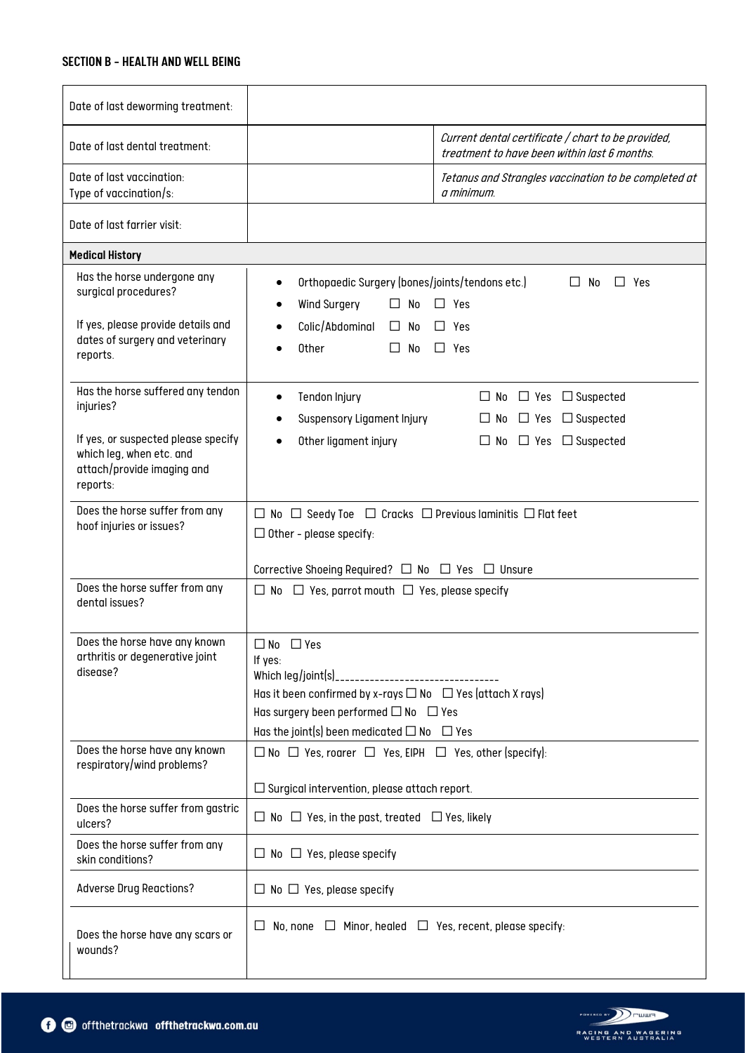## SECTION B – HEALTH AND WELL BEING

| | | |
|---|---|---|
| Date of last deworming treatment: | | |
| Date of last dental treatment: | | *Current dental certificate / chart to be provided, treatment to have been within last 6 months.* |
| Date of last vaccination:<br>Type of vaccination/s: | | *Tetanus and Strangles vaccination to be completed at a minimum.* |
| Date of last farrier visit: | | |

| **Medical History** | |
|---|---|
| Has the horse undergone any surgical procedures?<br><br>If yes, please provide details and dates of surgery and veterinary reports. | • Orthopaedic Surgery (bones/joints/tendons etc.) ☐ No ☐ Yes<br>• Wind Surgery ☐ No ☐ Yes<br>• Colic/Abdominal ☐ No ☐ Yes<br>• Other ☐ No ☐ Yes |
| Has the horse suffered any tendon injuries?<br><br>If yes, or suspected please specify which leg, when etc. and attach/provide imaging and reports: | • Tendon Injury ☐ No ☐ Yes ☐ Suspected<br>• Suspensory Ligament Injury ☐ No ☐ Yes ☐ Suspected<br>• Other ligament injury ☐ No ☐ Yes ☐ Suspected |
| Does the horse suffer from any hoof injuries or issues? | ☐ No ☐ Seedy Toe ☐ Cracks ☐ Previous laminitis ☐ Flat feet<br>☐ Other - please specify:<br><br>Corrective Shoeing Required? ☐ No ☐ Yes ☐ Unsure |
| Does the horse suffer from any dental issues? | ☐ No ☐ Yes, parrot mouth ☐ Yes, please specify |
| Does the horse have any known arthritis or degenerative joint disease? | ☐ No ☐ Yes<br>If yes:<br>Which leg/joint(s)________________________________<br>Has it been confirmed by x-rays ☐ No ☐ Yes (attach X rays)<br>Has surgery been performed ☐ No ☐ Yes<br>Has the joint(s) been medicated ☐ No ☐ Yes |
| Does the horse have any known respiratory/wind problems? | ☐ No ☐ Yes, roarer ☐ Yes, EIPH ☐ Yes, other (specify):<br><br>☐ Surgical intervention, please attach report. |
| Does the horse suffer from gastric ulcers? | ☐ No ☐ Yes, in the past, treated ☐ Yes, likely |
| Does the horse suffer from any skin conditions? | ☐ No ☐ Yes, please specify |
| Adverse Drug Reactions? | ☐ No ☐ Yes, please specify |
| Does the horse have any scars or wounds? | ☐ No, none ☐ Minor, healed ☐ Yes, recent, please specify: |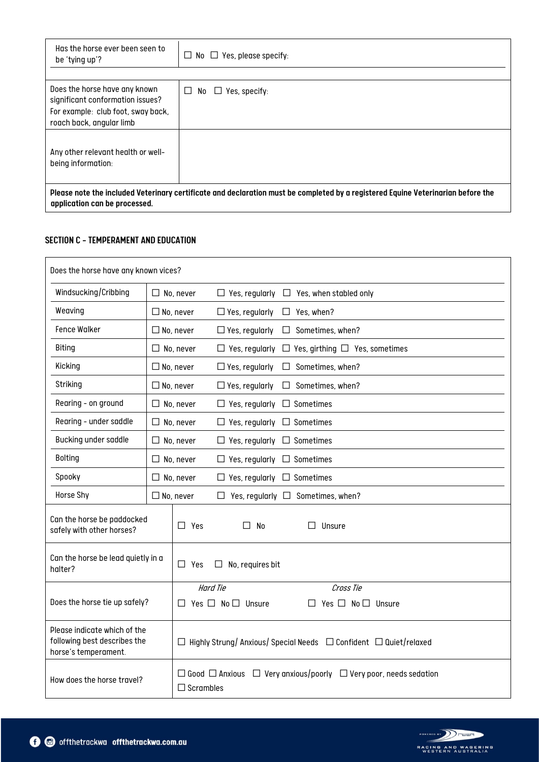| Has the horse ever been seen to be 'tying up'? | ☐ No ☐ Yes, please specify: |
|---|---|
| Does the horse have any known significant conformation issues? For example: club foot, sway back, roach back, angular limb | ☐ No ☐ Yes, specify: |
| Any other relevant health or well-being information: | |

**Please note the included Veterinary certificate and declaration must be completed by a registered Equine Veterinarian before the application can be processed.**

#### SECTION C – TEMPERAMENT AND EDUCATION

Does the horse have any known vices?

| Vice | | | |
|---|---|---|---|
| Windsucking/Cribbing | ☐ No, never | ☐ Yes, regularly | ☐ Yes, when stabled only |
| Weaving | ☐ No, never | ☐ Yes, regularly | ☐ Yes, when? |
| Fence Walker | ☐ No, never | ☐ Yes, regularly | ☐ Sometimes, when? |
| Biting | ☐ No, never | ☐ Yes, regularly | ☐ Yes, girthing ☐ Yes, sometimes |
| Kicking | ☐ No, never | ☐ Yes, regularly | ☐ Sometimes, when? |
| Striking | ☐ No, never | ☐ Yes, regularly | ☐ Sometimes, when? |
| Rearing – on ground | ☐ No, never | ☐ Yes, regularly | ☐ Sometimes |
| Rearing – under saddle | ☐ No, never | ☐ Yes, regularly | ☐ Sometimes |
| Bucking under saddle | ☐ No, never | ☐ Yes, regularly | ☐ Sometimes |
| Bolting | ☐ No, never | ☐ Yes, regularly | ☐ Sometimes |
| Spooky | ☐ No, never | ☐ Yes, regularly | ☐ Sometimes |
| Horse Shy | ☐ No, never | ☐ Yes, regularly | ☐ Sometimes, when? |

| Question | Response |
|---|---|
| Can the horse be paddocked safely with other horses? | ☐ Yes ☐ No ☐ Unsure |
| Can the horse be lead quietly in a halter? | ☐ Yes ☐ No, requires bit |
| Does the horse tie up safely? | *Hard Tie* ☐ Yes ☐ No ☐ Unsure &nbsp;&nbsp; *Cross Tie* ☐ Yes ☐ No ☐ Unsure |
| Please indicate which of the following best describes the horse's temperament. | ☐ Highly Strung/ Anxious/ Special Needs ☐ Confident ☐ Quiet/relaxed |
| How does the horse travel? | ☐ Good ☐ Anxious ☐ Very anxious/poorly ☐ Very poor, needs sedation ☐ Scrambles |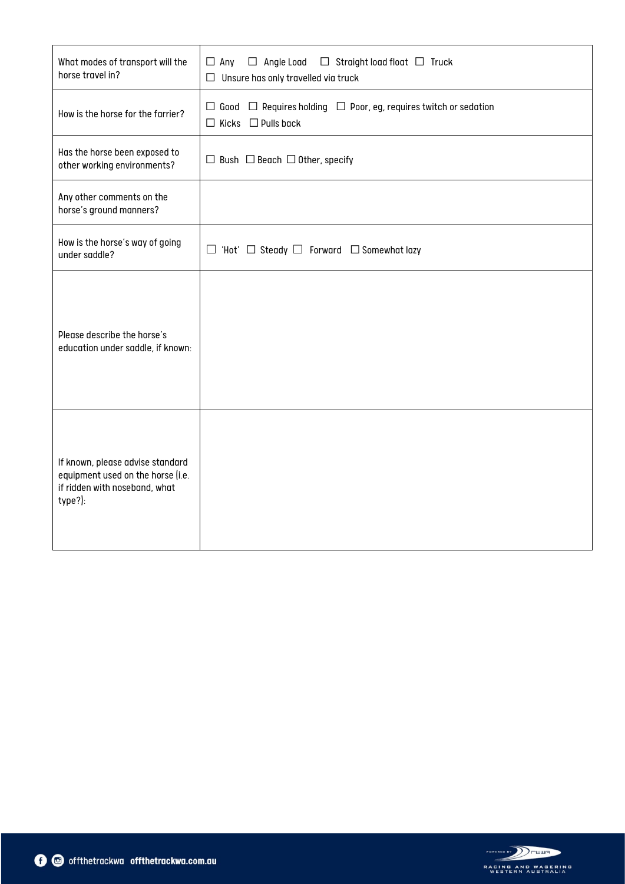| | |
|---|---|
| What modes of transport will the horse travel in? | ☐ Any ☐ Angle Load ☐ Straight load float ☐ Truck<br>☐ Unsure has only travelled via truck |
| How is the horse for the farrier? | ☐ Good ☐ Requires holding ☐ Poor, eg, requires twitch or sedation<br>☐ Kicks ☐ Pulls back |
| Has the horse been exposed to other working environments? | ☐ Bush ☐ Beach ☐ Other, specify |
| Any other comments on the horse's ground manners? | |
| How is the horse's way of going under saddle? | ☐ 'Hot' ☐ Steady ☐ Forward ☐ Somewhat lazy |
| Please describe the horse's education under saddle, if known: | |
| If known, please advise standard equipment used on the horse (i.e. if ridden with noseband, what type?): | |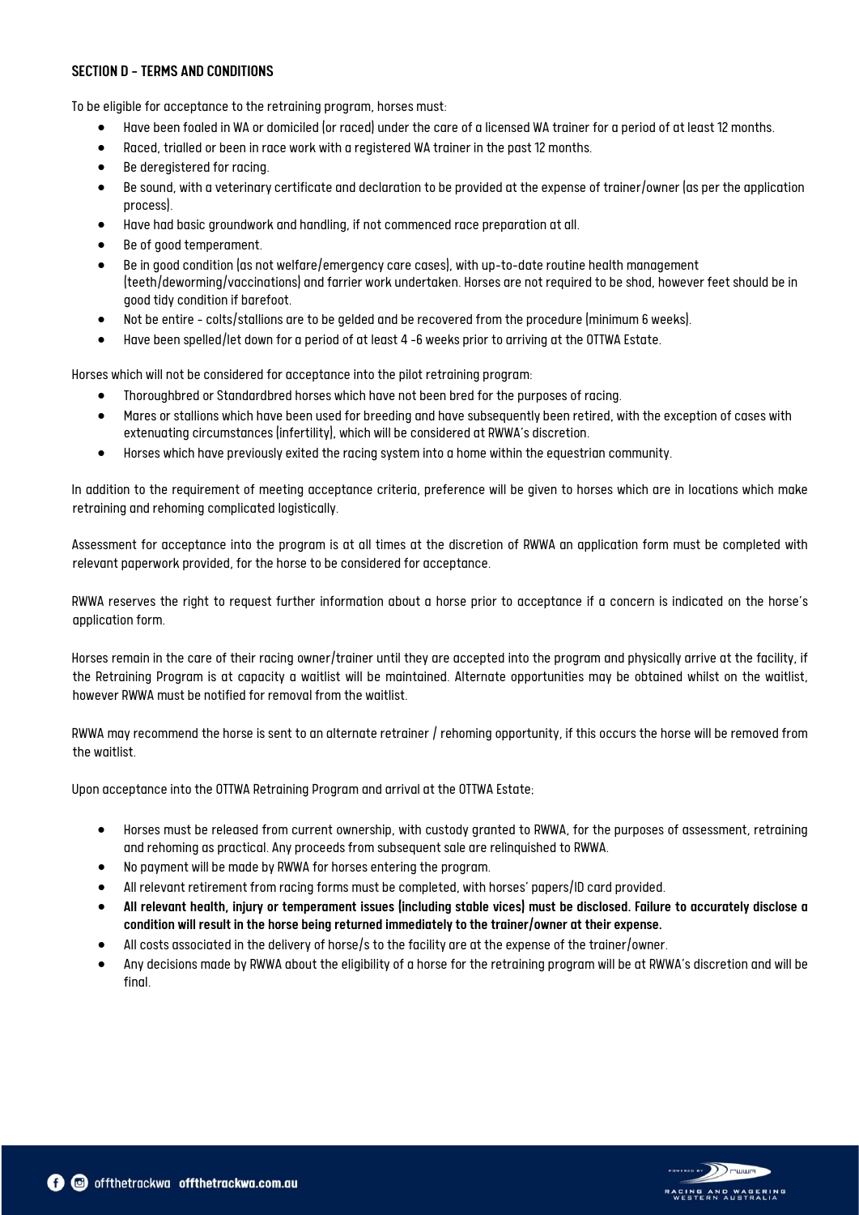### SECTION D – TERMS AND CONDITIONS

To be eligible for acceptance to the retraining program, horses must:

- Have been foaled in WA or domiciled (or raced) under the care of a licensed WA trainer for a period of at least 12 months.
- Raced, trialled or been in race work with a registered WA trainer in the past 12 months.
- Be deregistered for racing.
- Be sound, with a veterinary certificate and declaration to be provided at the expense of trainer/owner (as per the application process).
- Have had basic groundwork and handling, if not commenced race preparation at all.
- Be of good temperament.
- Be in good condition (as not welfare/emergency care cases), with up-to-date routine health management (teeth/deworming/vaccinations) and farrier work undertaken. Horses are not required to be shod, however feet should be in good tidy condition if barefoot.
- Not be entire - colts/stallions are to be gelded and be recovered from the procedure (minimum 6 weeks).
- Have been spelled/let down for a period of at least 4 -6 weeks prior to arriving at the OTTWA Estate.

Horses which will not be considered for acceptance into the pilot retraining program:

- Thoroughbred or Standardbred horses which have not been bred for the purposes of racing.
- Mares or stallions which have been used for breeding and have subsequently been retired, with the exception of cases with extenuating circumstances (infertility), which will be considered at RWWA's discretion.
- Horses which have previously exited the racing system into a home within the equestrian community.

In addition to the requirement of meeting acceptance criteria, preference will be given to horses which are in locations which make retraining and rehoming complicated logistically.

Assessment for acceptance into the program is at all times at the discretion of RWWA an application form must be completed with relevant paperwork provided, for the horse to be considered for acceptance.

RWWA reserves the right to request further information about a horse prior to acceptance if a concern is indicated on the horse's application form.

Horses remain in the care of their racing owner/trainer until they are accepted into the program and physically arrive at the facility, if the Retraining Program is at capacity a waitlist will be maintained. Alternate opportunities may be obtained whilst on the waitlist, however RWWA must be notified for removal from the waitlist.

RWWA may recommend the horse is sent to an alternate retrainer / rehoming opportunity, if this occurs the horse will be removed from the waitlist.

Upon acceptance into the OTTWA Retraining Program and arrival at the OTTWA Estate;

- Horses must be released from current ownership, with custody granted to RWWA, for the purposes of assessment, retraining and rehoming as practical. Any proceeds from subsequent sale are relinquished to RWWA.
- No payment will be made by RWWA for horses entering the program.
- All relevant retirement from racing forms must be completed, with horses' papers/ID card provided.
- **All relevant health, injury or temperament issues (including stable vices) must be disclosed. Failure to accurately disclose a condition will result in the horse being returned immediately to the trainer/owner at their expense.**
- All costs associated in the delivery of horse/s to the facility are at the expense of the trainer/owner.
- Any decisions made by RWWA about the eligibility of a horse for the retraining program will be at RWWA's discretion and will be final.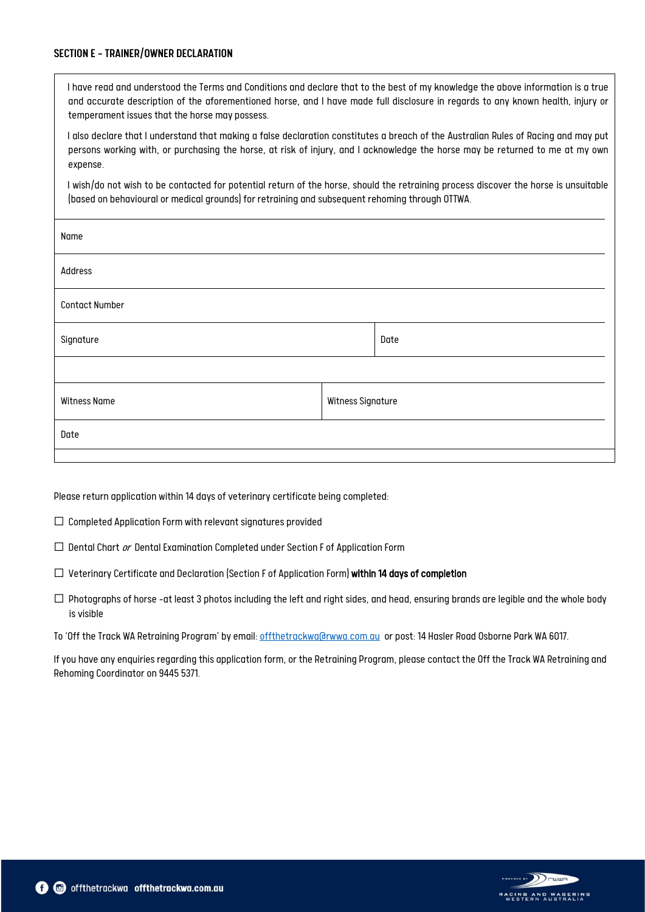## SECTION E – TRAINER/OWNER DECLARATION

I have read and understood the Terms and Conditions and declare that to the best of my knowledge the above information is a true and accurate description of the aforementioned horse, and I have made full disclosure in regards to any known health, injury or temperament issues that the horse may possess.

I also declare that I understand that making a false declaration constitutes a breach of the Australian Rules of Racing and may put persons working with, or purchasing the horse, at risk of injury, and I acknowledge the horse may be returned to me at my own expense.

I wish/do not wish to be contacted for potential return of the horse, should the retraining process discover the horse is unsuitable (based on behavioural or medical grounds) for retraining and subsequent rehoming through OTTWA.

| Name | |
|---|---|
| Address | |
| Contact Number | |
| Signature | Date |
| | |
| Witness Name | Witness Signature |
| Date | |

Please return application within 14 days of veterinary certificate being completed:

- ☐ Completed Application Form with relevant signatures provided
- ☐ Dental Chart *or* Dental Examination Completed under Section F of Application Form
- ☐ Veterinary Certificate and Declaration (Section F of Application Form) **within 14 days of completion**
- ☐ Photographs of horse -at least 3 photos including the left and right sides, and head, ensuring brands are legible and the whole body is visible

To 'Off the Track WA Retraining Program' by email: offthetrackwa@rwwa.com.au or post: 14 Hasler Road Osborne Park WA 6017.

If you have any enquiries regarding this application form, or the Retraining Program, please contact the Off the Track WA Retraining and Rehoming Coordinator on 9445 5371.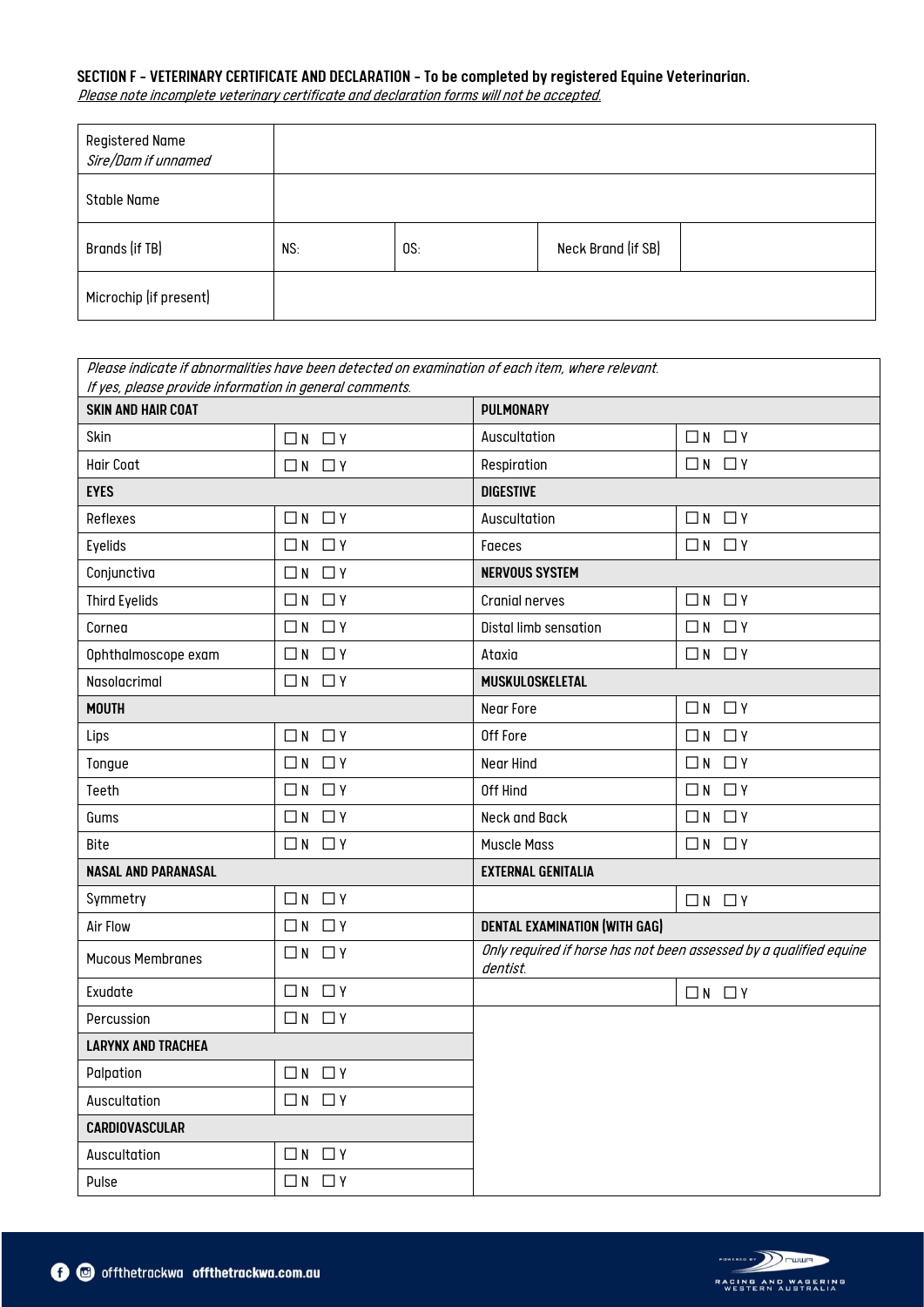**SECTION F - VETERINARY CERTIFICATE AND DECLARATION - To be completed by registered Equine Veterinarian.**

*Please note incomplete veterinary certificate and declaration forms will not be accepted.*

| | | | | |
|---|---|---|---|---|
| Registered Name *Sire/Dam if unnamed* | | | | |
| Stable Name | | | | |
| Brands (if TB) | NS: | OS: | Neck Brand (if SB) | |
| Microchip (if present) | | | | |

| *Please indicate if abnormalities have been detected on examination of each item, where relevant. If yes, please provide information in general comments.* | | | |
|---|---|---|---|
| **SKIN AND HAIR COAT** | | **PULMONARY** | |
| Skin | ☐ N ☐ Y | Auscultation | ☐ N ☐ Y |
| Hair Coat | ☐ N ☐ Y | Respiration | ☐ N ☐ Y |
| **EYES** | | **DIGESTIVE** | |
| Reflexes | ☐ N ☐ Y | Auscultation | ☐ N ☐ Y |
| Eyelids | ☐ N ☐ Y | Faeces | ☐ N ☐ Y |
| Conjunctiva | ☐ N ☐ Y | **NERVOUS SYSTEM** | |
| Third Eyelids | ☐ N ☐ Y | Cranial nerves | ☐ N ☐ Y |
| Cornea | ☐ N ☐ Y | Distal limb sensation | ☐ N ☐ Y |
| Ophthalmoscope exam | ☐ N ☐ Y | Ataxia | ☐ N ☐ Y |
| Nasolacrimal | ☐ N ☐ Y | **MUSKULOSKELETAL** | |
| **MOUTH** | | Near Fore | ☐ N ☐ Y |
| Lips | ☐ N ☐ Y | Off Fore | ☐ N ☐ Y |
| Tongue | ☐ N ☐ Y | Near Hind | ☐ N ☐ Y |
| Teeth | ☐ N ☐ Y | Off Hind | ☐ N ☐ Y |
| Gums | ☐ N ☐ Y | Neck and Back | ☐ N ☐ Y |
| Bite | ☐ N ☐ Y | Muscle Mass | ☐ N ☐ Y |
| **NASAL AND PARANASAL** | | **EXTERNAL GENITALIA** | |
| Symmetry | ☐ N ☐ Y | | ☐ N ☐ Y |
| Air Flow | ☐ N ☐ Y | **DENTAL EXAMINATION (WITH GAG)** | |
| Mucous Membranes | ☐ N ☐ Y | *Only required if horse has not been assessed by a qualified equine dentist.* | |
| Exudate | ☐ N ☐ Y | | ☐ N ☐ Y |
| Percussion | ☐ N ☐ Y | | |
| **LARYNX AND TRACHEA** | | | |
| Palpation | ☐ N ☐ Y | | |
| Auscultation | ☐ N ☐ Y | | |
| **CARDIOVASCULAR** | | | |
| Auscultation | ☐ N ☐ Y | | |
| Pulse | ☐ N ☐ Y | | |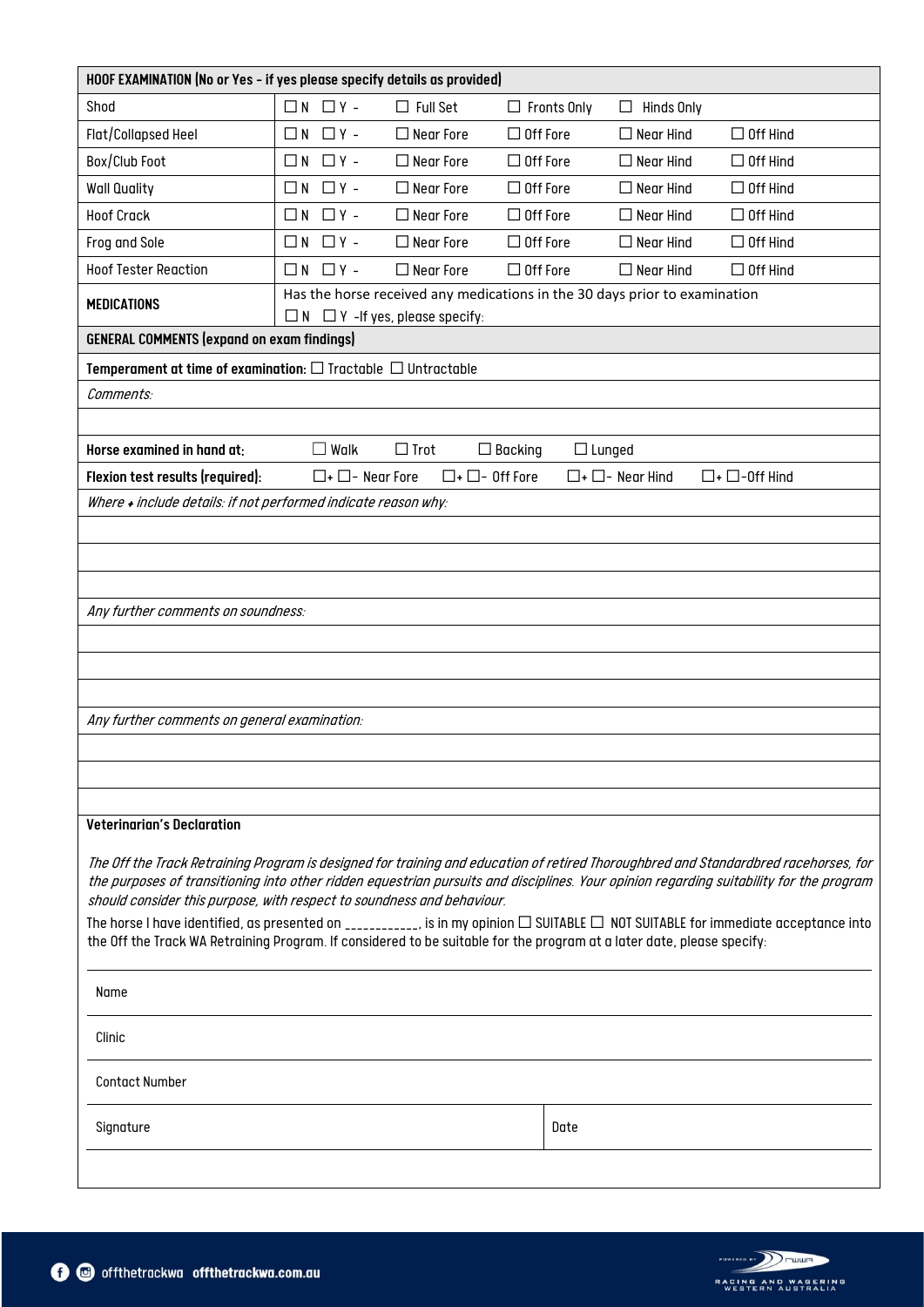| HOOF EXAMINATION (No or Yes - if yes please specify details as provided) | | | | | |
|---|---|---|---|---|---|
| Shod | ☐ N ☐ Y - | ☐ Full Set | ☐ Fronts Only | ☐ Hinds Only | |
| Flat/Collapsed Heel | ☐ N ☐ Y - | ☐ Near Fore | ☐ Off Fore | ☐ Near Hind | ☐ Off Hind |
| Box/Club Foot | ☐ N ☐ Y - | ☐ Near Fore | ☐ Off Fore | ☐ Near Hind | ☐ Off Hind |
| Wall Quality | ☐ N ☐ Y - | ☐ Near Fore | ☐ Off Fore | ☐ Near Hind | ☐ Off Hind |
| Hoof Crack | ☐ N ☐ Y - | ☐ Near Fore | ☐ Off Fore | ☐ Near Hind | ☐ Off Hind |
| Frog and Sole | ☐ N ☐ Y - | ☐ Near Fore | ☐ Off Fore | ☐ Near Hind | ☐ Off Hind |
| Hoof Tester Reaction | ☐ N ☐ Y - | ☐ Near Fore | ☐ Off Fore | ☐ Near Hind | ☐ Off Hind |
| **MEDICATIONS** | Has the horse received any medications in the 30 days prior to examination ☐ N ☐ Y -If yes, please specify: | | | | |

**GENERAL COMMENTS (expand on exam findings)**

**Temperament at time of examination:** ☐ Tractable ☐ Untractable

*Comments:*

**Horse examined in hand at:** ☐ Walk ☐ Trot ☐ Backing ☐ Lunged

**Flexion test results (required):** ☐+ ☐- Near Fore ☐+ ☐- Off Fore ☐+ ☐- Near Hind ☐+ ☐-Off Hind

*Where + include details: if not performed indicate reason why:*

*Any further comments on soundness:*

*Any further comments on general examination:*

**Veterinarian's Declaration**

*The Off the Track Retraining Program is designed for training and education of retired Thoroughbred and Standardbred racehorses, for the purposes of transitioning into other ridden equestrian pursuits and disciplines. Your opinion regarding suitability for the program should consider this purpose, with respect to soundness and behaviour.*

The horse I have identified, as presented on ___________, is in my opinion ☐ SUITABLE ☐ NOT SUITABLE for immediate acceptance into the Off the Track WA Retraining Program. If considered to be suitable for the program at a later date, please specify:

Name

Clinic

Contact Number

Signature

Date